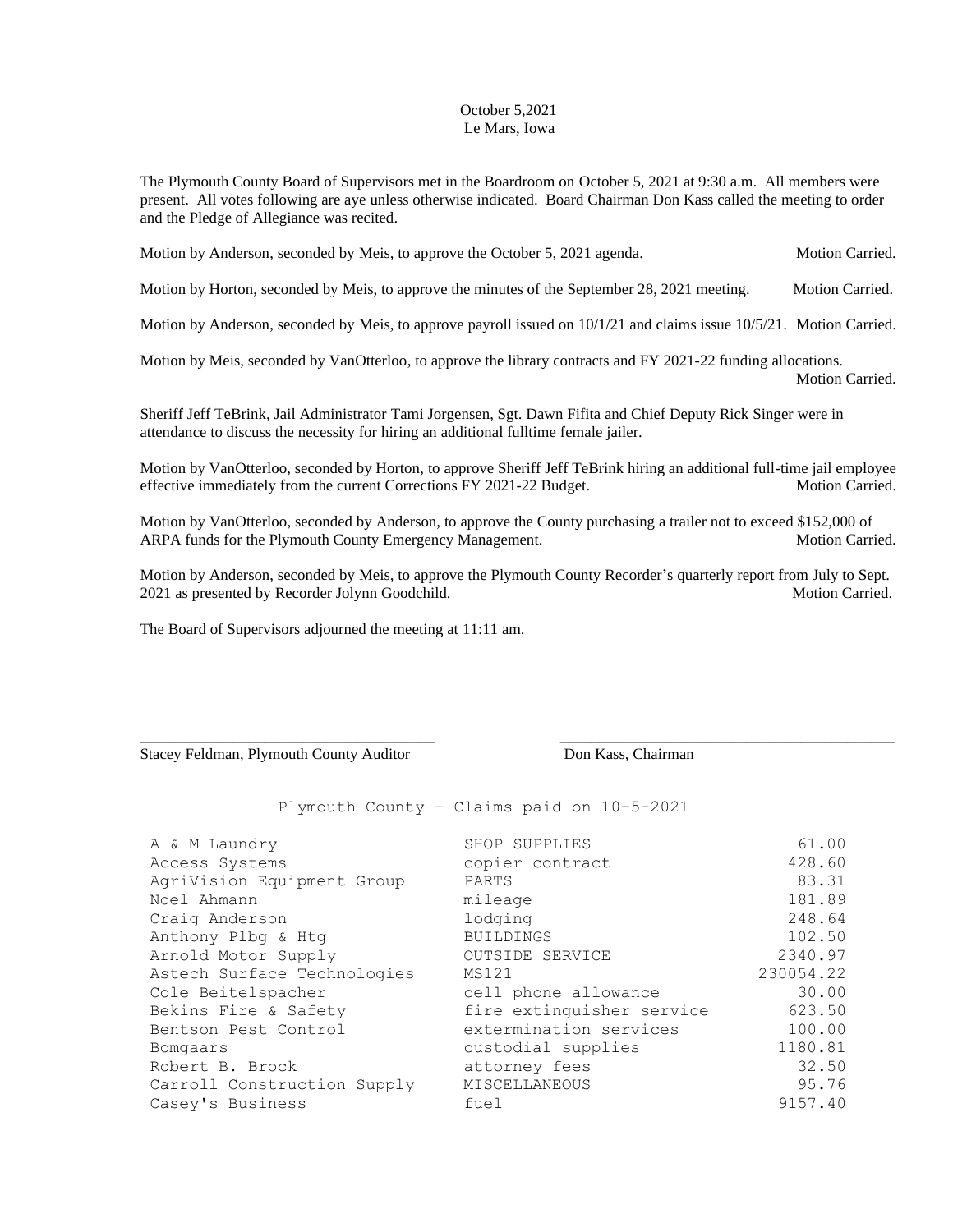October 5,2021
Le Mars, Iowa

The Plymouth County Board of Supervisors met in the Boardroom on October 5, 2021 at 9:30 a.m. All members were present. All votes following are aye unless otherwise indicated. Board Chairman Don Kass called the meeting to order and the Pledge of Allegiance was recited.

Motion by Anderson, seconded by Meis, to approve the October 5, 2021 agenda. Motion Carried.

Motion by Horton, seconded by Meis, to approve the minutes of the September 28, 2021 meeting. Motion Carried.

Motion by Anderson, seconded by Meis, to approve payroll issued on 10/1/21 and claims issue 10/5/21. Motion Carried.

Motion by Meis, seconded by VanOtterloo, to approve the library contracts and FY 2021-22 funding allocations. Motion Carried.

Sheriff Jeff TeBrink, Jail Administrator Tami Jorgensen, Sgt. Dawn Fifita and Chief Deputy Rick Singer were in attendance to discuss the necessity for hiring an additional fulltime female jailer.

Motion by VanOtterloo, seconded by Horton, to approve Sheriff Jeff TeBrink hiring an additional full-time jail employee effective immediately from the current Corrections FY 2021-22 Budget. Motion Carried.

Motion by VanOtterloo, seconded by Anderson, to approve the County purchasing a trailer not to exceed $152,000 of ARPA funds for the Plymouth County Emergency Management. Motion Carried.

Motion by Anderson, seconded by Meis, to approve the Plymouth County Recorder's quarterly report from July to Sept. 2021 as presented by Recorder Jolynn Goodchild. Motion Carried.

The Board of Supervisors adjourned the meeting at 11:11 am.

\_\_\_\_\_\_\_\_\_\_\_\_\_\_\_\_\_\_\_\_\_\_\_\_\_\_\_\_\_\_\_\_\_\_\_\_ \_\_\_\_\_\_\_\_\_\_\_\_\_\_\_\_\_\_\_\_\_\_\_\_\_\_\_\_\_\_\_\_\_\_\_\_\_\_\_\_\_
Stacey Feldman, Plymouth County Auditor Don Kass, Chairman

Plymouth County - Claims paid on 10-5-2021

| | | |
|---|---|---|
| A & M Laundry | SHOP SUPPLIES | 61.00 |
| Access Systems | copier contract | 428.60 |
| AgriVision Equipment Group | PARTS | 83.31 |
| Noel Ahmann | mileage | 181.89 |
| Craig Anderson | lodging | 248.64 |
| Anthony Plbg & Htg | BUILDINGS | 102.50 |
| Arnold Motor Supply | OUTSIDE SERVICE | 2340.97 |
| Astech Surface Technologies | MS121 | 230054.22 |
| Cole Beitelspacher | cell phone allowance | 30.00 |
| Bekins Fire & Safety | fire extinguisher service | 623.50 |
| Bentson Pest Control | extermination services | 100.00 |
| Bomgaars | custodial supplies | 1180.81 |
| Robert B. Brock | attorney fees | 32.50 |
| Carroll Construction Supply | MISCELLANEOUS | 95.76 |
| Casey's Business | fuel | 9157.40 |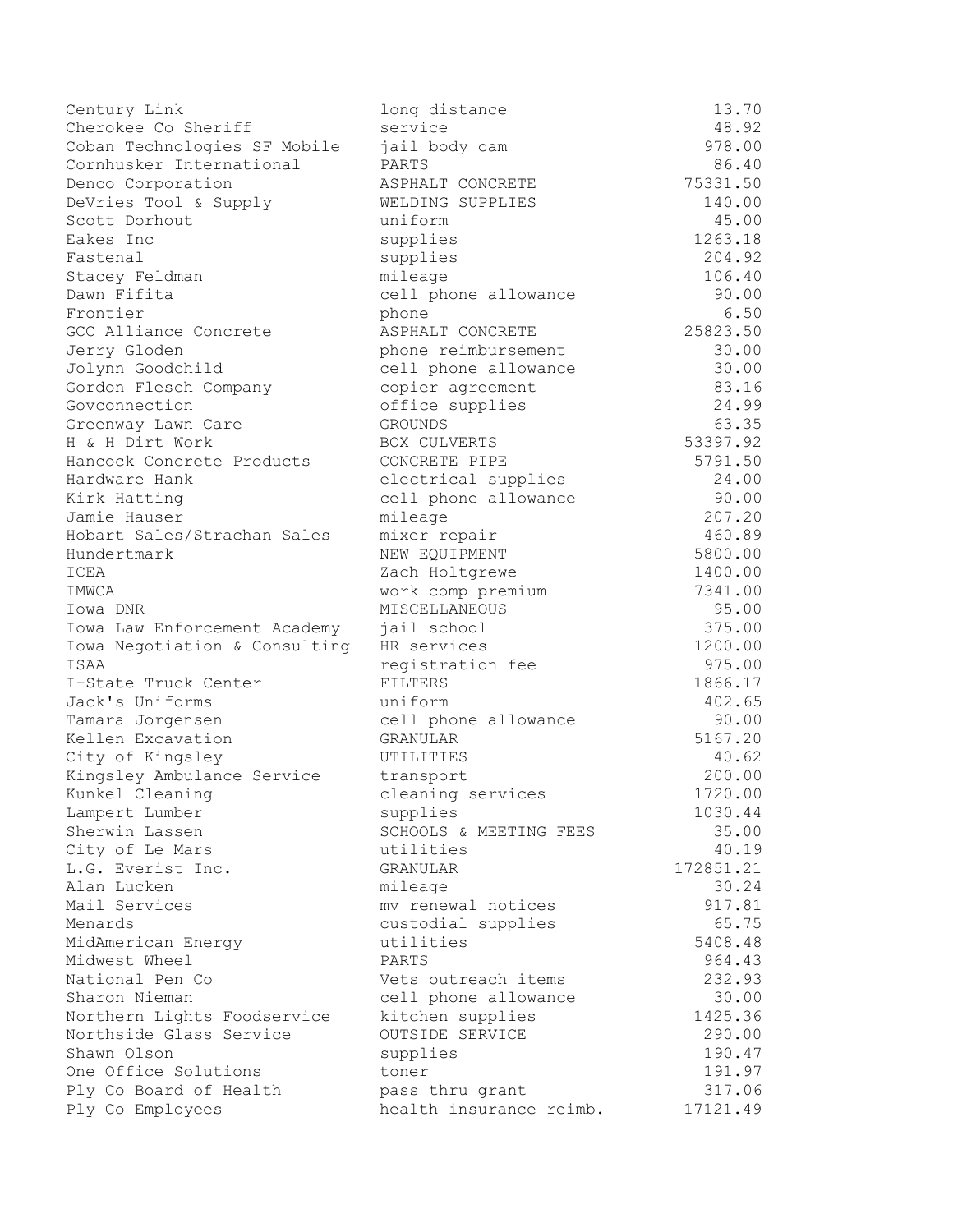| | | |
|---|---|---|
| Century Link | long distance | 13.70 |
| Cherokee Co Sheriff | service | 48.92 |
| Coban Technologies SF Mobile | jail body cam | 978.00 |
| Cornhusker International | PARTS | 86.40 |
| Denco Corporation | ASPHALT CONCRETE | 75331.50 |
| DeVries Tool & Supply | WELDING SUPPLIES | 140.00 |
| Scott Dorhout | uniform | 45.00 |
| Eakes Inc | supplies | 1263.18 |
| Fastenal | supplies | 204.92 |
| Stacey Feldman | mileage | 106.40 |
| Dawn Fifita | cell phone allowance | 90.00 |
| Frontier | phone | 6.50 |
| GCC Alliance Concrete | ASPHALT CONCRETE | 25823.50 |
| Jerry Gloden | phone reimbursement | 30.00 |
| Jolynn Goodchild | cell phone allowance | 30.00 |
| Gordon Flesch Company | copier agreement | 83.16 |
| Govconnection | office supplies | 24.99 |
| Greenway Lawn Care | GROUNDS | 63.35 |
| H & H Dirt Work | BOX CULVERTS | 53397.92 |
| Hancock Concrete Products | CONCRETE PIPE | 5791.50 |
| Hardware Hank | electrical supplies | 24.00 |
| Kirk Hatting | cell phone allowance | 90.00 |
| Jamie Hauser | mileage | 207.20 |
| Hobart Sales/Strachan Sales | mixer repair | 460.89 |
| Hundertmark | NEW EQUIPMENT | 5800.00 |
| ICEA | Zach Holtgrewe | 1400.00 |
| IMWCA | work comp premium | 7341.00 |
| Iowa DNR | MISCELLANEOUS | 95.00 |
| Iowa Law Enforcement Academy | jail school | 375.00 |
| Iowa Negotiation & Consulting | HR services | 1200.00 |
| ISAA | registration fee | 975.00 |
| I-State Truck Center | FILTERS | 1866.17 |
| Jack's Uniforms | uniform | 402.65 |
| Tamara Jorgensen | cell phone allowance | 90.00 |
| Kellen Excavation | GRANULAR | 5167.20 |
| City of Kingsley | UTILITIES | 40.62 |
| Kingsley Ambulance Service | transport | 200.00 |
| Kunkel Cleaning | cleaning services | 1720.00 |
| Lampert Lumber | supplies | 1030.44 |
| Sherwin Lassen | SCHOOLS & MEETING FEES | 35.00 |
| City of Le Mars | utilities | 40.19 |
| L.G. Everist Inc. | GRANULAR | 172851.21 |
| Alan Lucken | mileage | 30.24 |
| Mail Services | mv renewal notices | 917.81 |
| Menards | custodial supplies | 65.75 |
| MidAmerican Energy | utilities | 5408.48 |
| Midwest Wheel | PARTS | 964.43 |
| National Pen Co | Vets outreach items | 232.93 |
| Sharon Nieman | cell phone allowance | 30.00 |
| Northern Lights Foodservice | kitchen supplies | 1425.36 |
| Northside Glass Service | OUTSIDE SERVICE | 290.00 |
| Shawn Olson | supplies | 190.47 |
| One Office Solutions | toner | 191.97 |
| Ply Co Board of Health | pass thru grant | 317.06 |
| Ply Co Employees | health insurance reimb. | 17121.49 |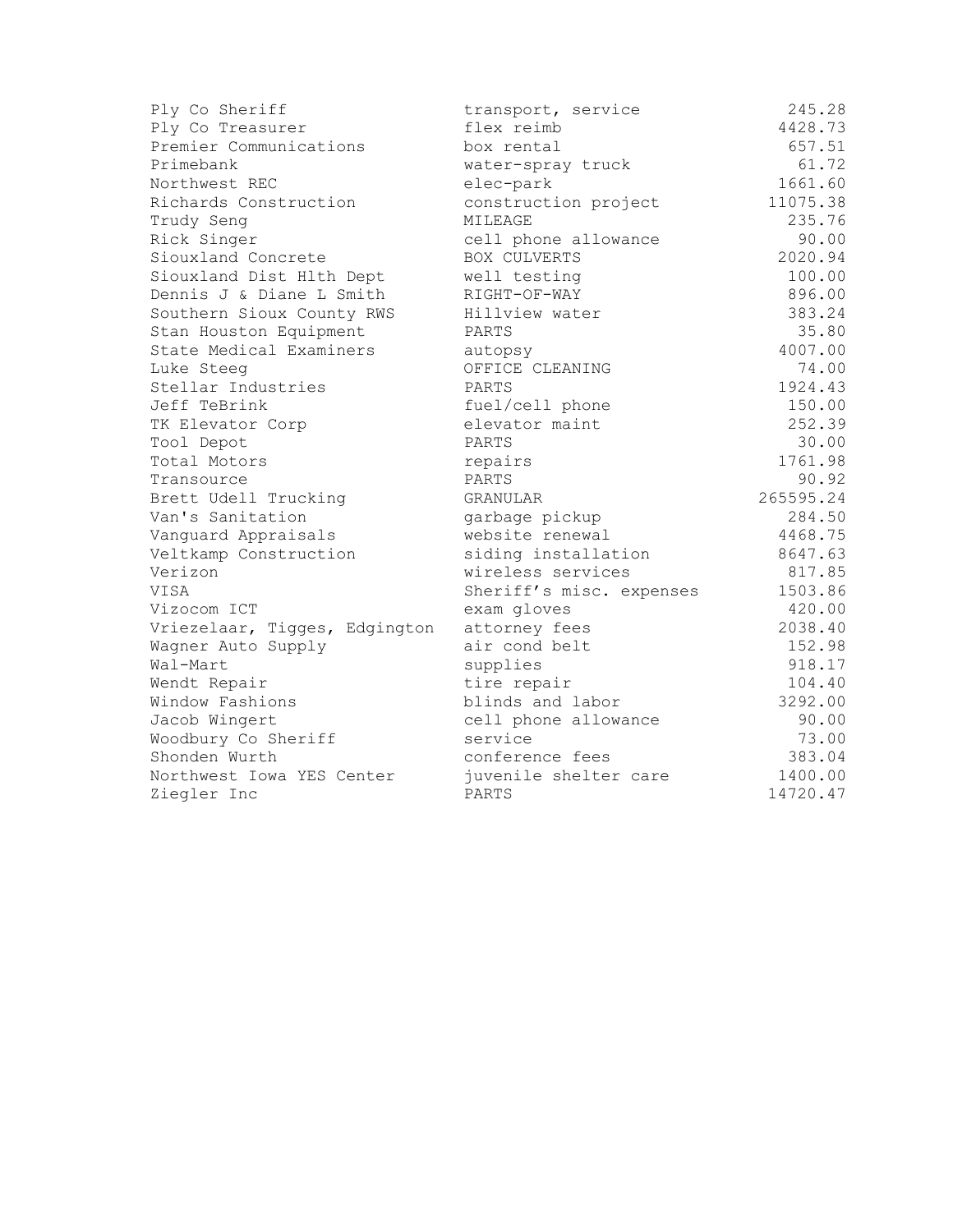| | | |
|---|---|---|
| Ply Co Sheriff | transport, service | 245.28 |
| Ply Co Treasurer | flex reimb | 4428.73 |
| Premier Communications | box rental | 657.51 |
| Primebank | water-spray truck | 61.72 |
| Northwest REC | elec-park | 1661.60 |
| Richards Construction | construction project | 11075.38 |
| Trudy Seng | MILEAGE | 235.76 |
| Rick Singer | cell phone allowance | 90.00 |
| Siouxland Concrete | BOX CULVERTS | 2020.94 |
| Siouxland Dist Hlth Dept | well testing | 100.00 |
| Dennis J & Diane L Smith | RIGHT-OF-WAY | 896.00 |
| Southern Sioux County RWS | Hillview water | 383.24 |
| Stan Houston Equipment | PARTS | 35.80 |
| State Medical Examiners | autopsy | 4007.00 |
| Luke Steeg | OFFICE CLEANING | 74.00 |
| Stellar Industries | PARTS | 1924.43 |
| Jeff TeBrink | fuel/cell phone | 150.00 |
| TK Elevator Corp | elevator maint | 252.39 |
| Tool Depot | PARTS | 30.00 |
| Total Motors | repairs | 1761.98 |
| Transource | PARTS | 90.92 |
| Brett Udell Trucking | GRANULAR | 265595.24 |
| Van's Sanitation | garbage pickup | 284.50 |
| Vanguard Appraisals | website renewal | 4468.75 |
| Veltkamp Construction | siding installation | 8647.63 |
| Verizon | wireless services | 817.85 |
| VISA | Sheriff's misc. expenses | 1503.86 |
| Vizocom ICT | exam gloves | 420.00 |
| Vriezelaar, Tigges, Edgington | attorney fees | 2038.40 |
| Wagner Auto Supply | air cond belt | 152.98 |
| Wal-Mart | supplies | 918.17 |
| Wendt Repair | tire repair | 104.40 |
| Window Fashions | blinds and labor | 3292.00 |
| Jacob Wingert | cell phone allowance | 90.00 |
| Woodbury Co Sheriff | service | 73.00 |
| Shonden Wurth | conference fees | 383.04 |
| Northwest Iowa YES Center | juvenile shelter care | 1400.00 |
| Ziegler Inc | PARTS | 14720.47 |